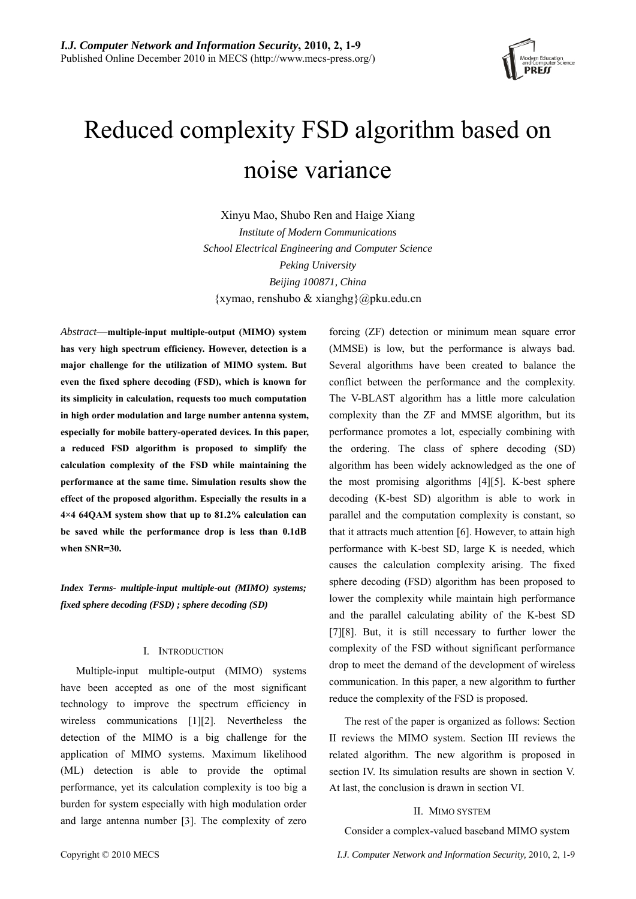# Reduced complexity FSD algorithm based on noise variance

Xinyu Mao, Shubo Ren and Haige Xiang

*Institute of Modern Communications*
*School Electrical Engineering and Computer Science*
*Peking University*
*Beijing 100871, China*
{xymao, renshubo & xianghg}@pku.edu.cn

*Abstract*—**multiple-input multiple-output (MIMO) system has very high spectrum efficiency. However, detection is a major challenge for the utilization of MIMO system. But even the fixed sphere decoding (FSD), which is known for its simplicity in calculation, requests too much computation in high order modulation and large number antenna system, especially for mobile battery-operated devices. In this paper, a reduced FSD algorithm is proposed to simplify the calculation complexity of the FSD while maintaining the performance at the same time. Simulation results show the effect of the proposed algorithm. Especially the results in a 4×4 64QAM system show that up to 81.2% calculation can be saved while the performance drop is less than 0.1dB when SNR=30.**

***Index Terms- multiple-input multiple-out (MIMO) systems; fixed sphere decoding (FSD) ; sphere decoding (SD)***

## I. Introduction

Multiple-input multiple-output (MIMO) systems have been accepted as one of the most significant technology to improve the spectrum efficiency in wireless communications [1][2]. Nevertheless the detection of the MIMO is a big challenge for the application of MIMO systems. Maximum likelihood (ML) detection is able to provide the optimal performance, yet its calculation complexity is too big a burden for system especially with high modulation order and large antenna number [3]. The complexity of zero forcing (ZF) detection or minimum mean square error (MMSE) is low, but the performance is always bad. Several algorithms have been created to balance the conflict between the performance and the complexity. The V-BLAST algorithm has a little more calculation complexity than the ZF and MMSE algorithm, but its performance promotes a lot, especially combining with the ordering. The class of sphere decoding (SD) algorithm has been widely acknowledged as the one of the most promising algorithms [4][5]. K-best sphere decoding (K-best SD) algorithm is able to work in parallel and the computation complexity is constant, so that it attracts much attention [6]. However, to attain high performance with K-best SD, large K is needed, which causes the calculation complexity arising. The fixed sphere decoding (FSD) algorithm has been proposed to lower the complexity while maintain high performance and the parallel calculating ability of the K-best SD [7][8]. But, it is still necessary to further lower the complexity of the FSD without significant performance drop to meet the demand of the development of wireless communication. In this paper, a new algorithm to further reduce the complexity of the FSD is proposed.

The rest of the paper is organized as follows: Section II reviews the MIMO system. Section III reviews the related algorithm. The new algorithm is proposed in section IV. Its simulation results are shown in section V. At last, the conclusion is drawn in section VI.

## II. Mimo system

Consider a complex-valued baseband MIMO system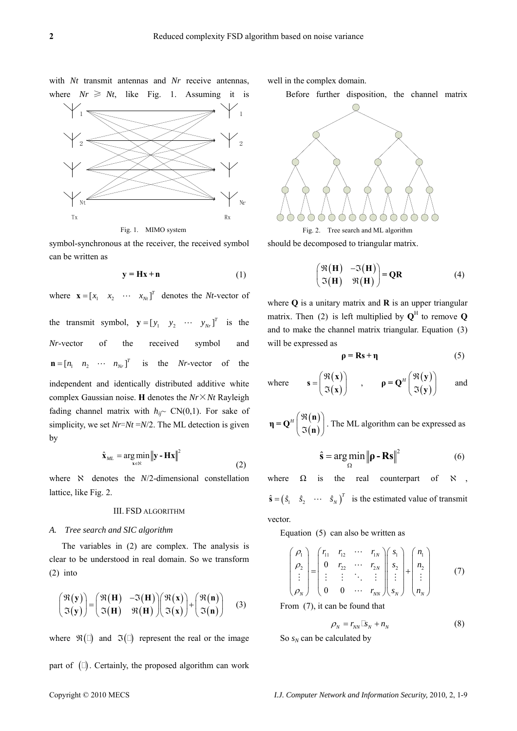with *Nt* transmit antennas and *Nr* receive antennas, where $Nr \geqslant Nt$, like Fig. 1. Assuming it is symbol-synchronous at the receiver, the received symbol can be written as

Fig. 1. MIMO system

$$\mathbf{y} = \mathbf{Hx} + \mathbf{n} \tag{1}$$

where $\mathbf{x} = [x_1 \quad x_2 \quad \cdots \quad x_{Nt}]^T$ denotes the *Nt*-vector of the transmit symbol, $\mathbf{y} = [y_1 \quad y_2 \quad \cdots \quad y_{Nr}]^T$ is the *Nr*-vector of the received symbol and $\mathbf{n} = [n_1 \quad n_2 \quad \cdots \quad n_{Nr}]^T$ is the *Nr*-vector of the independent and identically distributed additive white complex Gaussian noise. $\mathbf{H}$ denotes the $Nr \times Nt$ Rayleigh fading channel matrix with $h_{ij} \sim \mathrm{CN}(0,1)$. For sake of simplicity, we set $Nr = Nt = N/2$. The ML detection is given by

$$\hat{\mathbf{x}}_{ML} = \arg\min_{\mathbf{x} \in \aleph} \|\mathbf{y} - \mathbf{Hx}\|^2 \tag{2}$$

where $\aleph$ denotes the $N/2$-dimensional constellation lattice, like Fig. 2.

## III. FSD ALGORITHM

### *A. Tree search and SIC algorithm*

The variables in (2) are complex. The analysis is clear to be understood in real domain. So we transform (2) into

$$\begin{pmatrix} \Re(\mathbf{y}) \\ \Im(\mathbf{y}) \end{pmatrix} = \begin{pmatrix} \Re(\mathbf{H}) & -\Im(\mathbf{H}) \\ \Im(\mathbf{H}) & \Re(\mathbf{H}) \end{pmatrix} \begin{pmatrix} \Re(\mathbf{x}) \\ \Im(\mathbf{x}) \end{pmatrix} + \begin{pmatrix} \Re(\mathbf{n}) \\ \Im(\mathbf{n}) \end{pmatrix} \tag{3}$$

where $\Re(\cdot)$ and $\Im(\cdot)$ represent the real or the image part of $(\cdot)$. Certainly, the proposed algorithm can work well in the complex domain.

Before further disposition, the channel matrix should be decomposed to triangular matrix.

Fig. 2. Tree search and ML algorithm

$$\begin{pmatrix} \Re(\mathbf{H}) & -\Im(\mathbf{H}) \\ \Im(\mathbf{H}) & \Re(\mathbf{H}) \end{pmatrix} = \mathbf{QR} \tag{4}$$

where $\mathbf{Q}$ is a unitary matrix and $\mathbf{R}$ is an upper triangular matrix. Then (2) is left multiplied by $\mathbf{Q}^{\mathrm{H}}$ to remove $\mathbf{Q}$ and to make the channel matrix triangular. Equation (3) will be expressed as

$$\boldsymbol{\rho} = \mathbf{Rs} + \boldsymbol{\eta} \tag{5}$$

where $\mathbf{s} = \begin{pmatrix} \Re(\mathbf{x}) \\ \Im(\mathbf{x}) \end{pmatrix}$, $\boldsymbol{\rho} = \mathbf{Q}^H \begin{pmatrix} \Re(\mathbf{y}) \\ \Im(\mathbf{y}) \end{pmatrix}$ and $\boldsymbol{\eta} = \mathbf{Q}^H \begin{pmatrix} \Re(\mathbf{n}) \\ \Im(\mathbf{n}) \end{pmatrix}$. The ML algorithm can be expressed as

$$\hat{\mathbf{s}} = \arg\min_{\Omega} \|\boldsymbol{\rho} - \mathbf{Rs}\|^2 \tag{6}$$

where $\Omega$ is the real counterpart of $\aleph$, $\hat{\mathbf{s}} = (\hat{s}_1 \quad \hat{s}_2 \quad \cdots \quad \hat{s}_N)^T$ is the estimated value of transmit vector.

Equation (5) can also be written as

$$\begin{pmatrix} \rho_1 \\ \rho_2 \\ \vdots \\ \rho_N \end{pmatrix} = \begin{pmatrix} r_{11} & r_{12} & \cdots & r_{1N} \\ 0 & r_{22} & \cdots & r_{2N} \\ \vdots & \vdots & \ddots & \vdots \\ 0 & 0 & \cdots & r_{NN} \end{pmatrix} \begin{pmatrix} s_1 \\ s_2 \\ \vdots \\ s_N \end{pmatrix} + \begin{pmatrix} n_1 \\ n_2 \\ \vdots \\ n_N \end{pmatrix} \tag{7}$$

From (7), it can be found that

$$\rho_N = r_{NN} \cdot s_N + n_N \tag{8}$$

So $s_N$ can be calculated by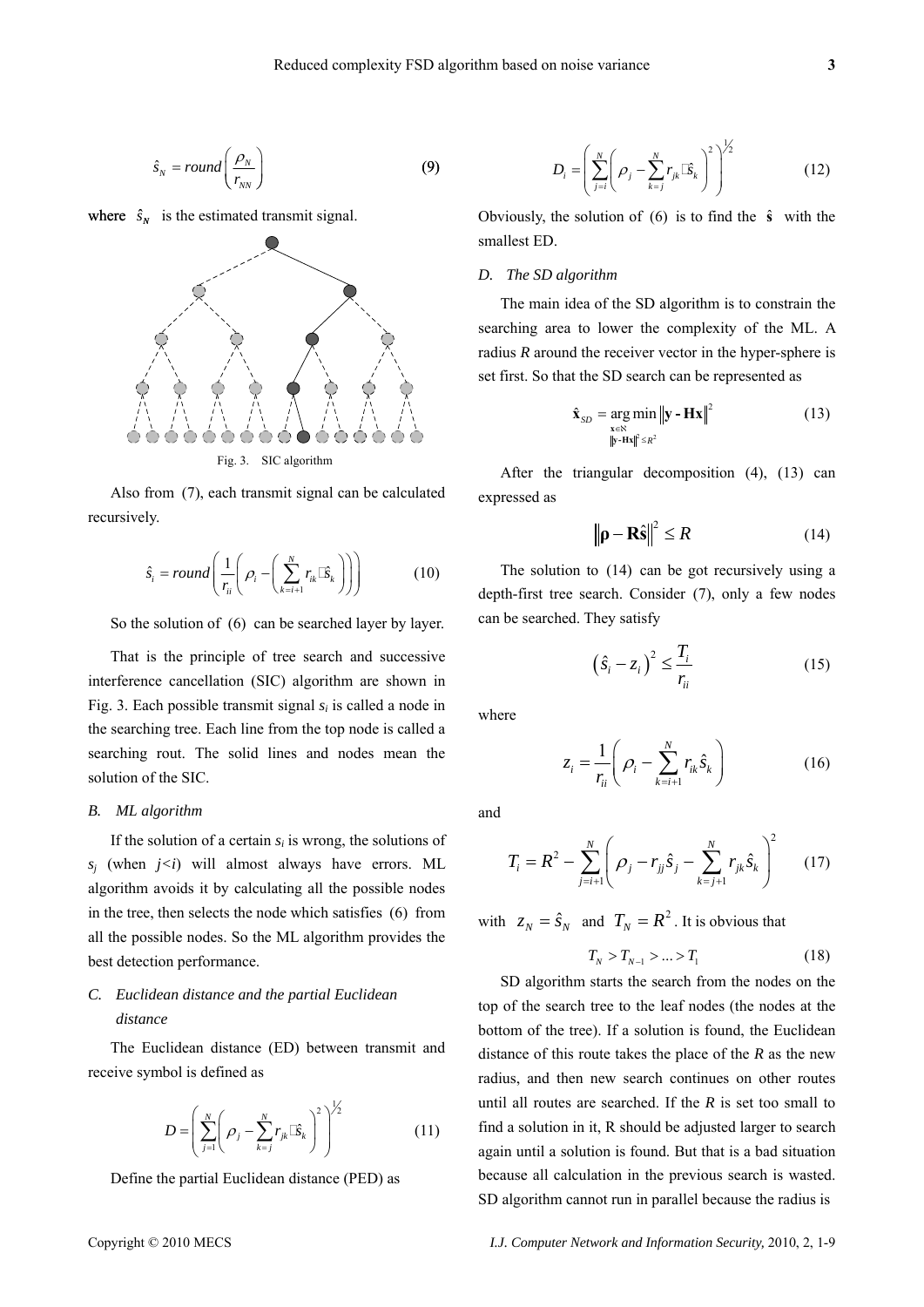$$\hat{s}_N = round\left(\frac{\rho_N}{r_{NN}}\right) \tag{9}$$

where $\hat{s}_N$ is the estimated transmit signal.

Fig. 3. SIC algorithm

Also from (7), each transmit signal can be calculated recursively.

$$\hat{s}_i = round\left(\frac{1}{r_{ii}}\left(\rho_i - \left(\sum_{k=i+1}^{N} r_{ik}\hat{s}_k\right)\right)\right) \tag{10}$$

So the solution of (6) can be searched layer by layer.

That is the principle of tree search and successive interference cancellation (SIC) algorithm are shown in Fig. 3. Each possible transmit signal $s_i$ is called a node in the searching tree. Each line from the top node is called a searching rout. The solid lines and nodes mean the solution of the SIC.

### B. ML algorithm

If the solution of a certain $s_i$ is wrong, the solutions of $s_j$ (when $j<i$) will almost always have errors. ML algorithm avoids it by calculating all the possible nodes in the tree, then selects the node which satisfies (6) from all the possible nodes. So the ML algorithm provides the best detection performance.

### C. Euclidean distance and the partial Euclidean distance

The Euclidean distance (ED) between transmit and receive symbol is defined as

$$D = \left(\sum_{j=1}^{N}\left(\rho_j - \sum_{k=j}^{N} r_{jk}\hat{s}_k\right)^2\right)^{1/2} \tag{11}$$

Define the partial Euclidean distance (PED) as

$$D_i = \left(\sum_{j=i}^{N}\left(\rho_j - \sum_{k=j}^{N} r_{jk}\hat{s}_k\right)^2\right)^{1/2} \tag{12}$$

Obviously, the solution of (6) is to find the $\hat{\mathbf{s}}$ with the smallest ED.

### D. The SD algorithm

The main idea of the SD algorithm is to constrain the searching area to lower the complexity of the ML. A radius $R$ around the receiver vector in the hyper-sphere is set first. So that the SD search can be represented as

$$\hat{\mathbf{x}}_{SD} = \underset{\substack{\mathbf{x}\in\aleph \\ \|\mathbf{y}-\mathbf{Hx}\|^2 \le R^2}}{\arg\min} \|\mathbf{y} - \mathbf{Hx}\|^2 \tag{13}$$

After the triangular decomposition (4), (13) can expressed as

$$\|\boldsymbol{\rho} - \mathbf{R}\hat{\mathbf{s}}\|^2 \le R \tag{14}$$

The solution to (14) can be got recursively using a depth-first tree search. Consider (7), only a few nodes can be searched. They satisfy

$$\left(\hat{s}_i - z_i\right)^2 \le \frac{T_i}{r_{ii}} \tag{15}$$

where

$$z_i = \frac{1}{r_{ii}}\left(\rho_i - \sum_{k=i+1}^{N} r_{ik}\hat{s}_k\right) \tag{16}$$

and

$$T_i = R^2 - \sum_{j=i+1}^{N}\left(\rho_j - r_{jj}\hat{s}_j - \sum_{k=j+1}^{N} r_{jk}\hat{s}_k\right)^2 \tag{17}$$

with $z_N = \hat{s}_N$ and $T_N = R^2$. It is obvious that

$$T_N > T_{N-1} > \ldots > T_1 \tag{18}$$

SD algorithm starts the search from the nodes on the top of the search tree to the leaf nodes (the nodes at the bottom of the tree). If a solution is found, the Euclidean distance of this route takes the place of the $R$ as the new radius, and then new search continues on other routes until all routes are searched. If the $R$ is set too small to find a solution in it, R should be adjusted larger to search again until a solution is found. But that is a bad situation because all calculation in the previous search is wasted. SD algorithm cannot run in parallel because the radius is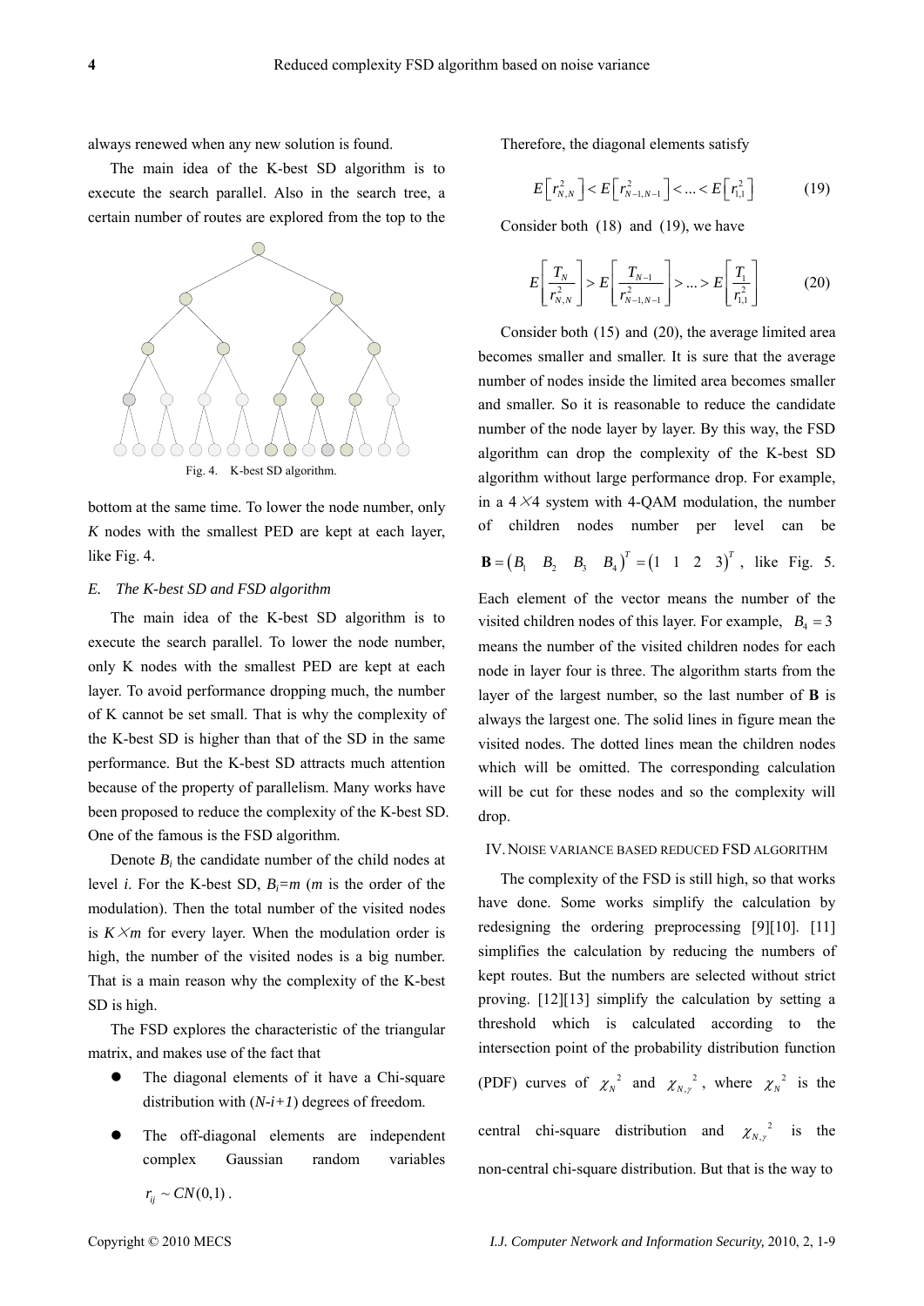always renewed when any new solution is found.

The main idea of the K-best SD algorithm is to execute the search parallel. Also in the search tree, a certain number of routes are explored from the top to the bottom at the same time. To lower the node number, only $K$ nodes with the smallest PED are kept at each layer, like Fig. 4.

Fig. 4. K-best SD algorithm.

### *E. The K-best SD and FSD algorithm*

The main idea of the K-best SD algorithm is to execute the search parallel. To lower the node number, only K nodes with the smallest PED are kept at each layer. To avoid performance dropping much, the number of K cannot be set small. That is why the complexity of the K-best SD is higher than that of the SD in the same performance. But the K-best SD attracts much attention because of the property of parallelism. Many works have been proposed to reduce the complexity of the K-best SD. One of the famous is the FSD algorithm.

Denote $B_i$ the candidate number of the child nodes at level $i$. For the K-best SD, $B_i=m$ ($m$ is the order of the modulation). Then the total number of the visited nodes is $K \times m$ for every layer. When the modulation order is high, the number of the visited nodes is a big number. That is a main reason why the complexity of the K-best SD is high.

The FSD explores the characteristic of the triangular matrix, and makes use of the fact that

- The diagonal elements of it have a Chi-square distribution with ($N$-$i$+$1$) degrees of freedom.
- The off-diagonal elements are independent complex Gaussian random variables $r_{ij} \sim CN(0,1)$.

Therefore, the diagonal elements satisfy

$$E\left[r_{N,N}^2\right] < E\left[r_{N-1,N-1}^2\right] < \ldots < E\left[r_{1,1}^2\right] \tag{19}$$

Consider both (18) and (19), we have

$$E\left[\frac{T_N}{r_{N,N}^2}\right] > E\left[\frac{T_{N-1}}{r_{N-1,N-1}^2}\right] > \ldots > E\left[\frac{T_1}{r_{1,1}^2}\right] \tag{20}$$

Consider both (15) and (20), the average limited area becomes smaller and smaller. It is sure that the average number of nodes inside the limited area becomes smaller and smaller. So it is reasonable to reduce the candidate number of the node layer by layer. By this way, the FSD algorithm can drop the complexity of the K-best SD algorithm without large performance drop. For example, in a $4\times4$ system with 4-QAM modulation, the number of children nodes number per level can be $\mathbf{B}=\begin{pmatrix}B_1 & B_2 & B_3 & B_4\end{pmatrix}^T=\begin{pmatrix}1 & 1 & 2 & 3\end{pmatrix}^T$, like Fig. 5. Each element of the vector means the number of the visited children nodes of this layer. For example, $B_4=3$ means the number of the visited children nodes for each node in layer four is three. The algorithm starts from the layer of the largest number, so the last number of $\mathbf{B}$ is always the largest one. The solid lines in figure mean the visited nodes. The dotted lines mean the children nodes which will be omitted. The corresponding calculation will be cut for these nodes and so the complexity will drop.

## IV. Noise Variance Based Reduced FSD Algorithm

The complexity of the FSD is still high, so that works have done. Some works simplify the calculation by redesigning the ordering preprocessing [9][10]. [11] simplifies the calculation by reducing the numbers of kept routes. But the numbers are selected without strict proving. [12][13] simplify the calculation by setting a threshold which is calculated according to the intersection point of the probability distribution function (PDF) curves of $\chi_N^{\ 2}$ and $\chi_{N,\gamma}^{\ \ 2}$, where $\chi_N^{\ 2}$ is the central chi-square distribution and $\chi_{N,\gamma}^{\ \ 2}$ is the non-central chi-square distribution. But that is the way to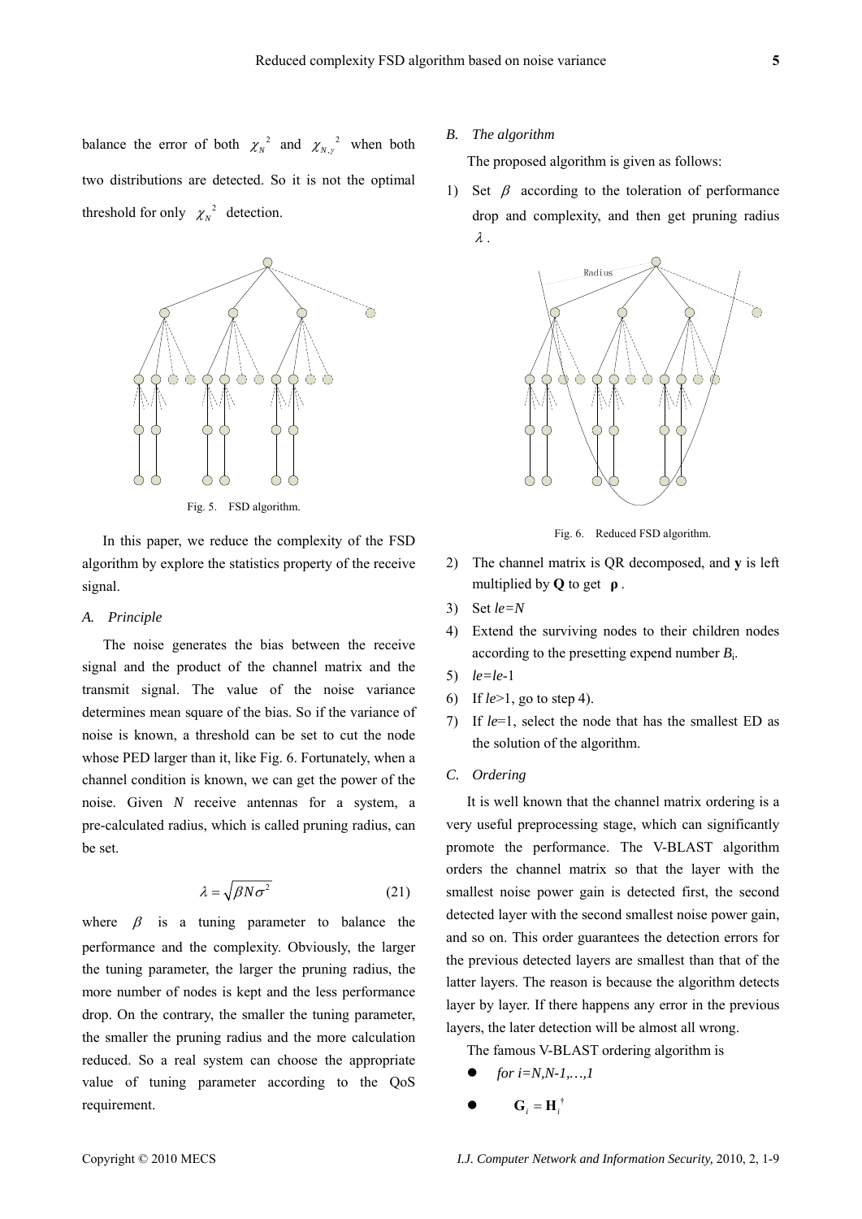balance the error of both $\chi_N^{\ 2}$ and $\chi_{N,\gamma}^{\ 2}$ when both two distributions are detected. So it is not the optimal threshold for only $\chi_N^{\ 2}$ detection.

Fig. 5. FSD algorithm.

In this paper, we reduce the complexity of the FSD algorithm by explore the statistics property of the receive signal.

### A. Principle

The noise generates the bias between the receive signal and the product of the channel matrix and the transmit signal. The value of the noise variance determines mean square of the bias. So if the variance of noise is known, a threshold can be set to cut the node whose PED larger than it, like Fig. 6. Fortunately, when a channel condition is known, we can get the power of the noise. Given $N$ receive antennas for a system, a pre-calculated radius, which is called pruning radius, can be set.

$$\lambda = \sqrt{\beta N \sigma^2} \tag{21}$$

where $\beta$ is a tuning parameter to balance the performance and the complexity. Obviously, the larger the tuning parameter, the larger the pruning radius, the more number of nodes is kept and the less performance drop. On the contrary, the smaller the tuning parameter, the smaller the pruning radius and the more calculation reduced. So a real system can choose the appropriate value of tuning parameter according to the QoS requirement.

### B. The algorithm

The proposed algorithm is given as follows:

1) Set $\beta$ according to the toleration of performance drop and complexity, and then get pruning radius $\lambda$.

Fig. 6. Reduced FSD algorithm.

2) The channel matrix is QR decomposed, and **y** is left multiplied by **Q** to get $\boldsymbol{\rho}$.
3) Set $le=N$
4) Extend the surviving nodes to their children nodes according to the presetting expend number $B_i$.
5) $le=le$-1
6) If $le$>1, go to step 4).
7) If $le$=1, select the node that has the smallest ED as the solution of the algorithm.

### C. Ordering

It is well known that the channel matrix ordering is a very useful preprocessing stage, which can significantly promote the performance. The V-BLAST algorithm orders the channel matrix so that the layer with the smallest noise power gain is detected first, the second detected layer with the second smallest noise power gain, and so on. This order guarantees the detection errors for the previous detected layers are smallest than that of the latter layers. The reason is because the algorithm detects layer by layer. If there happens any error in the previous layers, the later detection will be almost all wrong.

The famous V-BLAST ordering algorithm is

- *for i=N,N-1,…,1*
- $\mathbf{G}_i = \mathbf{H}_i^{\dagger}$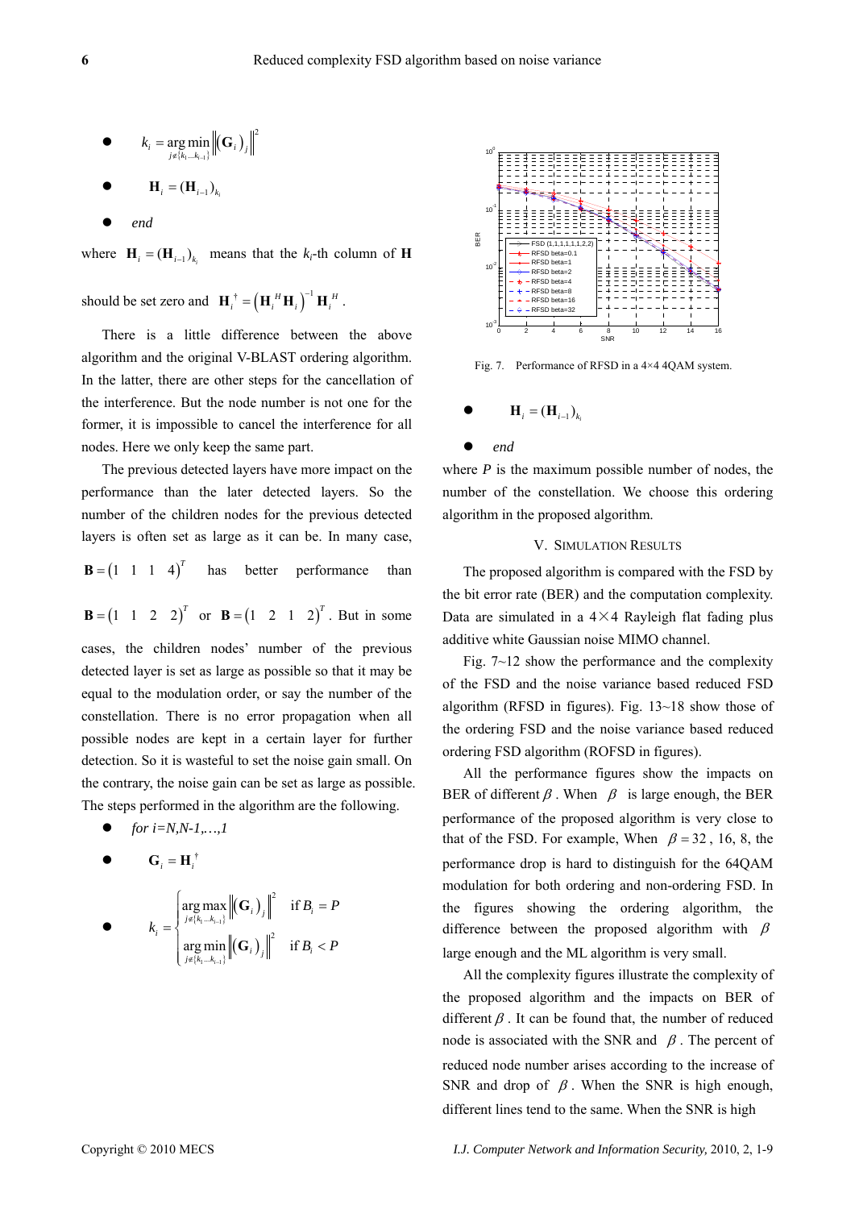- $k_i = \arg\min_{j \notin \{k_1 \ldots k_{i-1}\}} \left\| (\mathbf{G}_i)_j \right\|^2$
- $\mathbf{H}_i = (\mathbf{H}_{i-1})_{k_i}$
- *end*

where $\mathbf{H}_i = (\mathbf{H}_{i-1})_{k_i}$ means that the $k_i$-th column of $\mathbf{H}$ should be set zero and $\mathbf{H}_i^{\dagger} = \left(\mathbf{H}_i^H \mathbf{H}_i\right)^{-1} \mathbf{H}_i^H$.

There is a little difference between the above algorithm and the original V-BLAST ordering algorithm. In the latter, there are other steps for the cancellation of the interference. But the node number is not one for the former, it is impossible to cancel the interference for all nodes. Here we only keep the same part.

The previous detected layers have more impact on the performance than the later detected layers. So the number of the children nodes for the previous detected layers is often set as large as it can be. In many case, $\mathbf{B} = \begin{pmatrix} 1 & 1 & 1 & 4 \end{pmatrix}^T$ has better performance than $\mathbf{B} = \begin{pmatrix} 1 & 1 & 2 & 2 \end{pmatrix}^T$ or $\mathbf{B} = \begin{pmatrix} 1 & 2 & 1 & 2 \end{pmatrix}^T$. But in some cases, the children nodes' number of the previous detected layer is set as large as possible so that it may be equal to the modulation order, or say the number of the constellation. There is no error propagation when all possible nodes are kept in a certain layer for further detection. So it is wasteful to set the noise gain small. On the contrary, the noise gain can be set as large as possible. The steps performed in the algorithm are the following.

- *for i=N,N-1,…,1*
- $\mathbf{G}_i = \mathbf{H}_i^{\dagger}$
- $k_i = \begin{cases} \arg\max_{j \notin \{k_1 \ldots k_{i-1}\}} \left\| (\mathbf{G}_i)_j \right\|^2 & \text{if } B_i = P \\ \arg\min_{j \notin \{k_1 \ldots k_{i-1}\}} \left\| (\mathbf{G}_i)_j \right\|^2 & \text{if } B_i < P \end{cases}$
- $\mathbf{H}_i = (\mathbf{H}_{i-1})_{k_i}$
- *end*

where $P$ is the maximum possible number of nodes, the number of the constellation. We choose this ordering algorithm in the proposed algorithm.

Fig. 7. Performance of RFSD in a 4×4 4QAM system.

## V. Simulation Results

The proposed algorithm is compared with the FSD by the bit error rate (BER) and the computation complexity. Data are simulated in a 4×4 Rayleigh flat fading plus additive white Gaussian noise MIMO channel.

Fig. 7~12 show the performance and the complexity of the FSD and the noise variance based reduced FSD algorithm (RFSD in figures). Fig. 13~18 show those of the ordering FSD and the noise variance based reduced ordering FSD algorithm (ROFSD in figures).

All the performance figures show the impacts on BER of different $\beta$. When $\beta$ is large enough, the BER performance of the proposed algorithm is very close to that of the FSD. For example, When $\beta = 32$, 16, 8, the performance drop is hard to distinguish for the 64QAM modulation for both ordering and non-ordering FSD. In the figures showing the ordering algorithm, the difference between the proposed algorithm with $\beta$ large enough and the ML algorithm is very small.

All the complexity figures illustrate the complexity of the proposed algorithm and the impacts on BER of different $\beta$. It can be found that, the number of reduced node is associated with the SNR and $\beta$. The percent of reduced node number arises according to the increase of SNR and drop of $\beta$. When the SNR is high enough, different lines tend to the same. When the SNR is high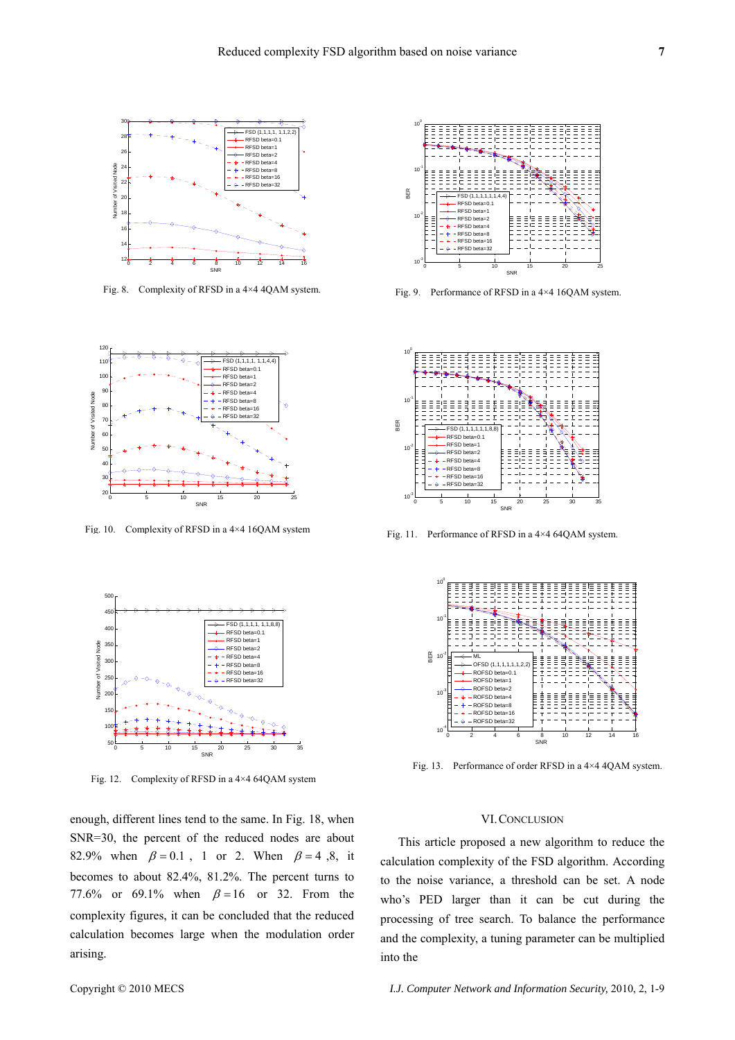Fig. 8. Complexity of RFSD in a 4×4 4QAM system.

Fig. 9. Performance of RFSD in a 4×4 16QAM system.

Fig. 10. Complexity of RFSD in a 4×4 16QAM system

Fig. 11. Performance of RFSD in a 4×4 64QAM system.

Fig. 12. Complexity of RFSD in a 4×4 64QAM system

Fig. 13. Performance of order RFSD in a 4×4 4QAM system.

enough, different lines tend to the same. In Fig. 18, when SNR=30, the percent of the reduced nodes are about 82.9% when $\beta = 0.1$ , 1 or 2. When $\beta = 4$ ,8, it becomes to about 82.4%, 81.2%. The percent turns to 77.6% or 69.1% when $\beta = 16$ or 32. From the complexity figures, it can be concluded that the reduced calculation becomes large when the modulation order arising.

## VI. CONCLUSION

This article proposed a new algorithm to reduce the calculation complexity of the FSD algorithm. According to the noise variance, a threshold can be set. A node who's PED larger than it can be cut during the processing of tree search. To balance the performance and the complexity, a tuning parameter can be multiplied into the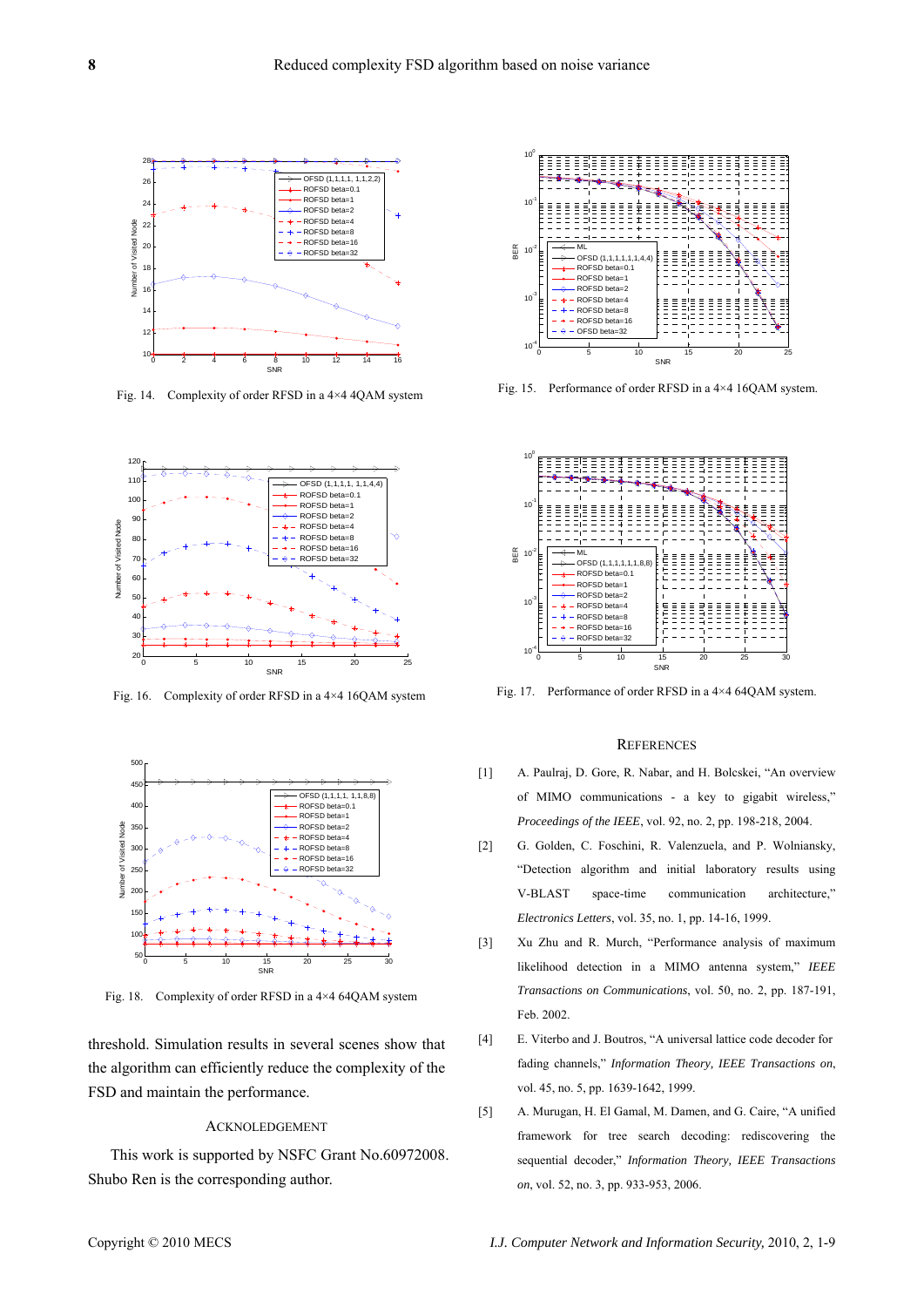Fig. 14. Complexity of order RFSD in a 4×4 4QAM system

Fig. 15. Performance of order RFSD in a 4×4 16QAM system.

Fig. 16. Complexity of order RFSD in a 4×4 16QAM system

Fig. 17. Performance of order RFSD in a 4×4 64QAM system.

Fig. 18. Complexity of order RFSD in a 4×4 64QAM system

threshold. Simulation results in several scenes show that the algorithm can efficiently reduce the complexity of the FSD and maintain the performance.

## ACKNOLEDGEMENT

This work is supported by NSFC Grant No.60972008. Shubo Ren is the corresponding author.

## REFERENCES

[1] A. Paulraj, D. Gore, R. Nabar, and H. Bolcskei, “An overview of MIMO communications - a key to gigabit wireless,” *Proceedings of the IEEE*, vol. 92, no. 2, pp. 198-218, 2004.

[2] G. Golden, C. Foschini, R. Valenzuela, and P. Wolniansky, “Detection algorithm and initial laboratory results using V-BLAST space-time communication architecture,” *Electronics Letters*, vol. 35, no. 1, pp. 14-16, 1999.

[3] Xu Zhu and R. Murch, “Performance analysis of maximum likelihood detection in a MIMO antenna system,” *IEEE Transactions on Communications*, vol. 50, no. 2, pp. 187-191, Feb. 2002.

[4] E. Viterbo and J. Boutros, “A universal lattice code decoder for fading channels,” *Information Theory, IEEE Transactions on*, vol. 45, no. 5, pp. 1639-1642, 1999.

[5] A. Murugan, H. El Gamal, M. Damen, and G. Caire, “A unified framework for tree search decoding: rediscovering the sequential decoder,” *Information Theory, IEEE Transactions on*, vol. 52, no. 3, pp. 933-953, 2006.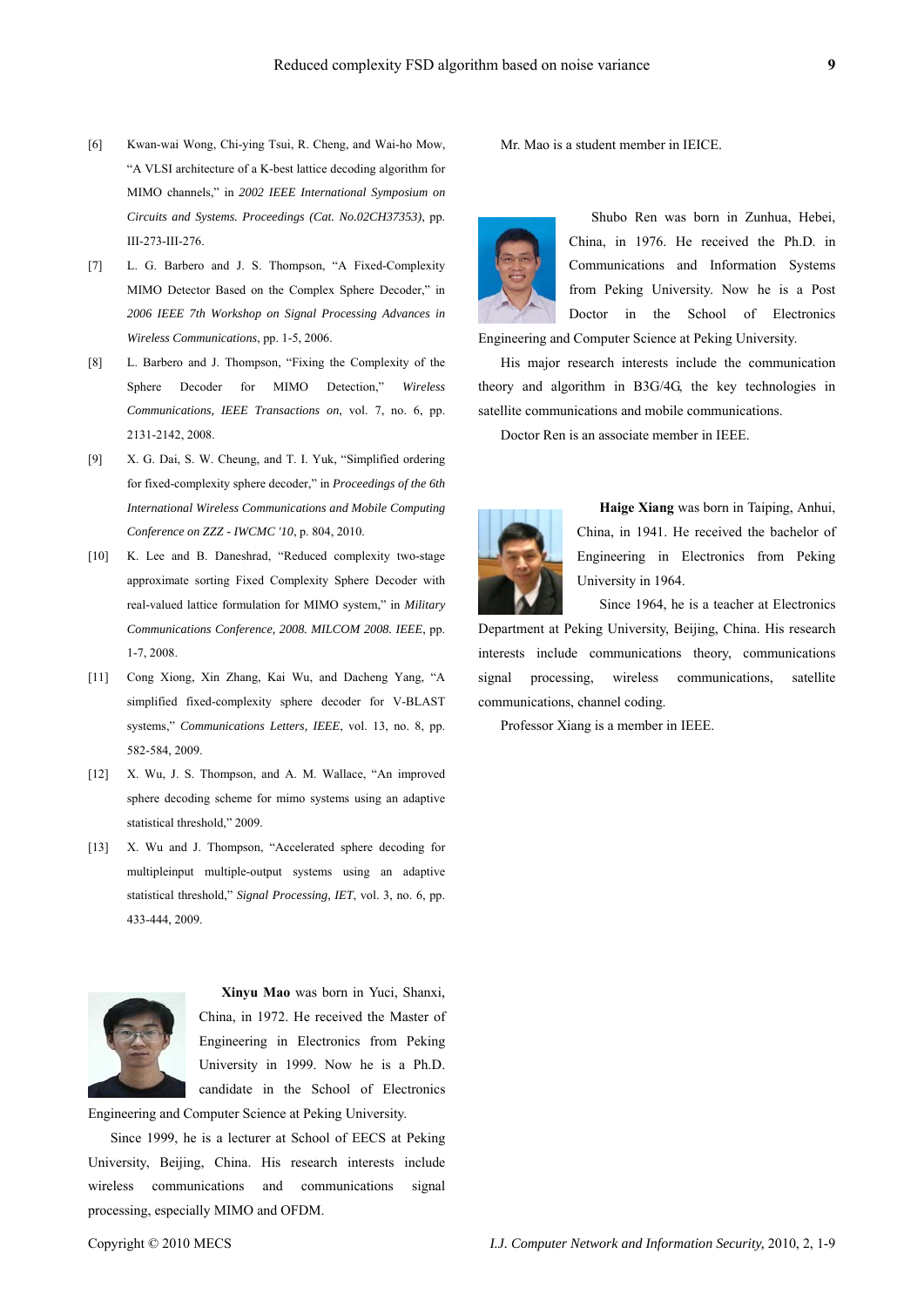[6] Kwan-wai Wong, Chi-ying Tsui, R. Cheng, and Wai-ho Mow, "A VLSI architecture of a K-best lattice decoding algorithm for MIMO channels," in *2002 IEEE International Symposium on Circuits and Systems. Proceedings (Cat. No.02CH37353)*, pp. III-273-III-276.

[7] L. G. Barbero and J. S. Thompson, "A Fixed-Complexity MIMO Detector Based on the Complex Sphere Decoder," in *2006 IEEE 7th Workshop on Signal Processing Advances in Wireless Communications*, pp. 1-5, 2006.

[8] L. Barbero and J. Thompson, "Fixing the Complexity of the Sphere Decoder for MIMO Detection," *Wireless Communications, IEEE Transactions on*, vol. 7, no. 6, pp. 2131-2142, 2008.

[9] X. G. Dai, S. W. Cheung, and T. I. Yuk, "Simplified ordering for fixed-complexity sphere decoder," in *Proceedings of the 6th International Wireless Communications and Mobile Computing Conference on ZZZ - IWCMC '10*, p. 804, 2010.

[10] K. Lee and B. Daneshrad, "Reduced complexity two-stage approximate sorting Fixed Complexity Sphere Decoder with real-valued lattice formulation for MIMO system," in *Military Communications Conference, 2008. MILCOM 2008. IEEE*, pp. 1-7, 2008.

[11] Cong Xiong, Xin Zhang, Kai Wu, and Dacheng Yang, "A simplified fixed-complexity sphere decoder for V-BLAST systems," *Communications Letters, IEEE*, vol. 13, no. 8, pp. 582-584, 2009.

[12] X. Wu, J. S. Thompson, and A. M. Wallace, "An improved sphere decoding scheme for mimo systems using an adaptive statistical threshold," 2009.

[13] X. Wu and J. Thompson, "Accelerated sphere decoding for multipleinput multiple-output systems using an adaptive statistical threshold," *Signal Processing, IET*, vol. 3, no. 6, pp. 433-444, 2009.

**Xinyu Mao** was born in Yuci, Shanxi, China, in 1972. He received the Master of Engineering in Electronics from Peking University in 1999. Now he is a Ph.D. candidate in the School of Electronics Engineering and Computer Science at Peking University.

Since 1999, he is a lecturer at School of EECS at Peking University, Beijing, China. His research interests include wireless communications and communications signal processing, especially MIMO and OFDM.

Mr. Mao is a student member in IEICE.

Shubo Ren was born in Zunhua, Hebei, China, in 1976. He received the Ph.D. in Communications and Information Systems from Peking University. Now he is a Post Doctor in the School of Electronics Engineering and Computer Science at Peking University.

His major research interests include the communication theory and algorithm in B3G/4G, the key technologies in satellite communications and mobile communications.

Doctor Ren is an associate member in IEEE.

**Haige Xiang** was born in Taiping, Anhui, China, in 1941. He received the bachelor of Engineering in Electronics from Peking University in 1964.

Since 1964, he is a teacher at Electronics Department at Peking University, Beijing, China. His research interests include communications theory, communications signal processing, wireless communications, satellite communications, channel coding.

Professor Xiang is a member in IEEE.